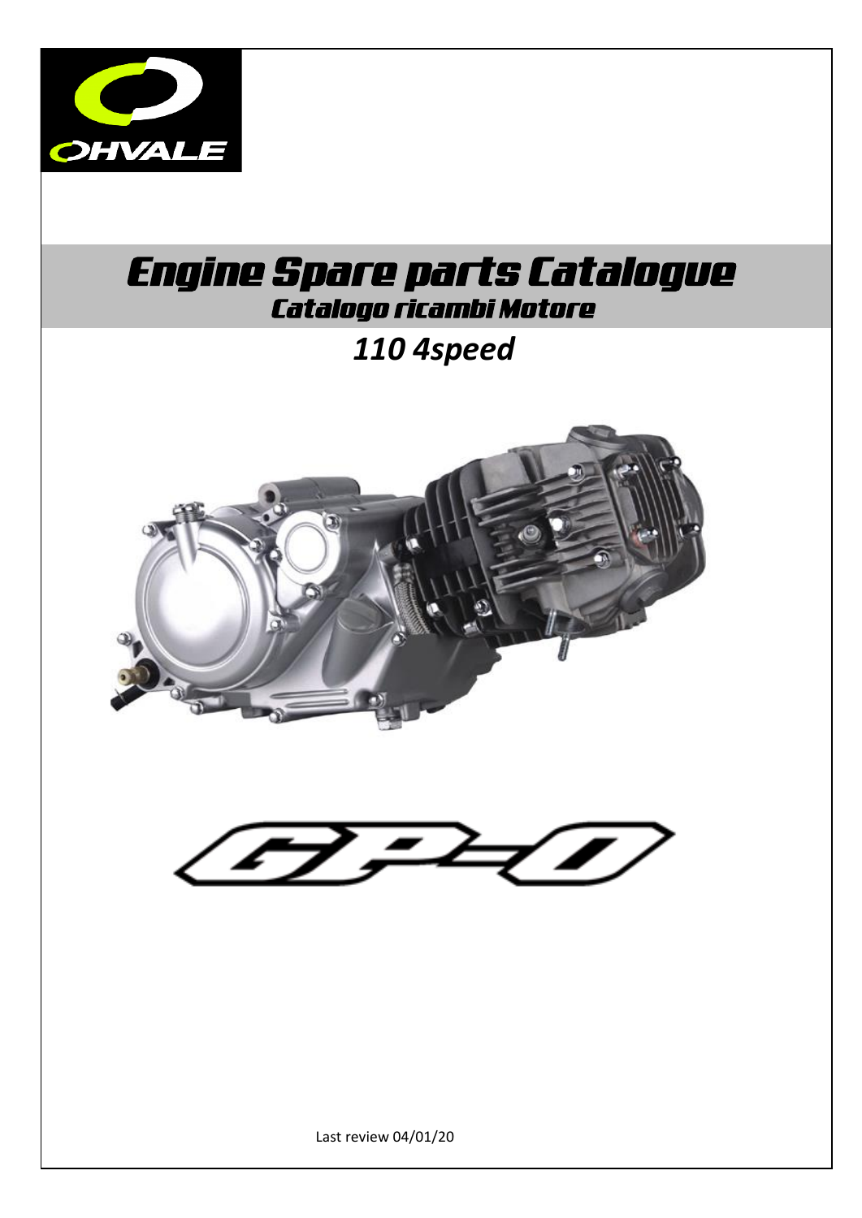OHVALE

# Engine Spare parts Catalogue

## Catalogo ricambi Motore

## *110 4speed*

GP-0

Last review 04/01/20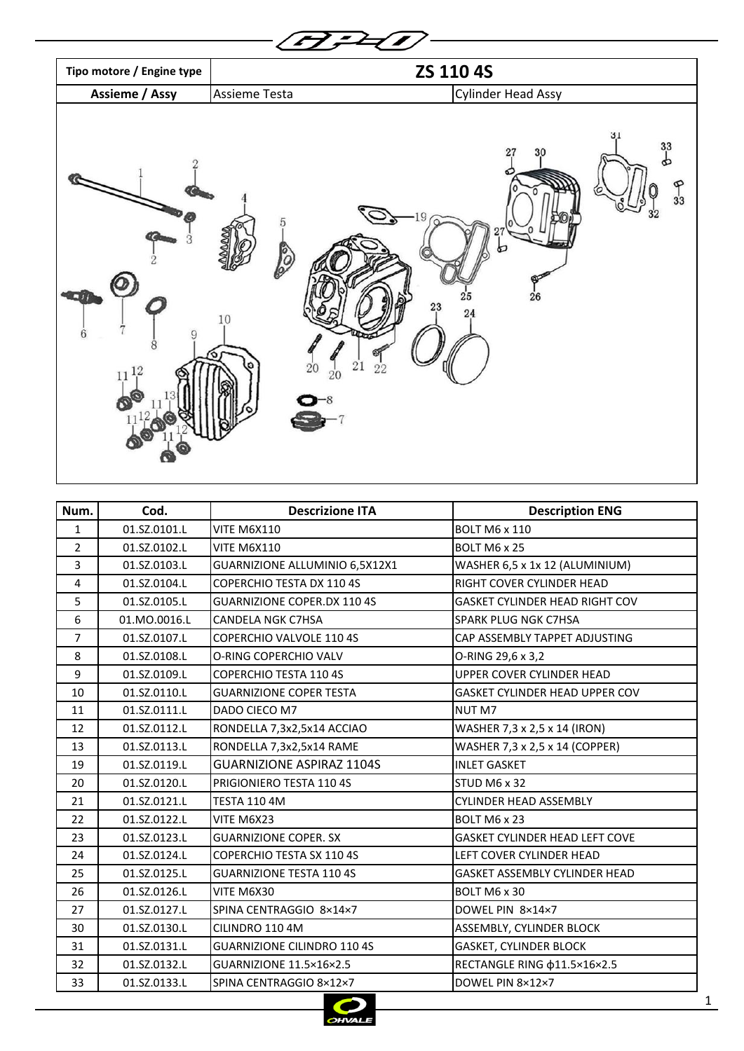| Tipo motore / Engine type | ZS 110 4S | |
|---|---|---|
| Assieme / Assy | Assieme Testa | Cylinder Head Assy |

| Num. | Cod. | Descrizione ITA | Description ENG |
|---|---|---|---|
| 1 | 01.SZ.0101.L | VITE M6X110 | BOLT M6 x 110 |
| 2 | 01.SZ.0102.L | VITE M6X110 | BOLT M6 x 25 |
| 3 | 01.SZ.0103.L | GUARNIZIONE ALLUMINIO 6,5X12X1 | WASHER 6,5 x 1x 12 (ALUMINIUM) |
| 4 | 01.SZ.0104.L | COPERCHIO TESTA DX 110 4S | RIGHT COVER CYLINDER HEAD |
| 5 | 01.SZ.0105.L | GUARNIZIONE COPER.DX 110 4S | GASKET CYLINDER HEAD RIGHT COV |
| 6 | 01.MO.0016.L | CANDELA NGK C7HSA | SPARK PLUG NGK C7HSA |
| 7 | 01.SZ.0107.L | COPERCHIO VALVOLE 110 4S | CAP ASSEMBLY TAPPET ADJUSTING |
| 8 | 01.SZ.0108.L | O-RING COPERCHIO VALV | O-RING 29,6 x 3,2 |
| 9 | 01.SZ.0109.L | COPERCHIO TESTA 110 4S | UPPER COVER CYLINDER HEAD |
| 10 | 01.SZ.0110.L | GUARNIZIONE COPER TESTA | GASKET CYLINDER HEAD UPPER COV |
| 11 | 01.SZ.0111.L | DADO CIECO M7 | NUT M7 |
| 12 | 01.SZ.0112.L | RONDELLA 7,3x2,5x14 ACCIAO | WASHER 7,3 x 2,5 x 14 (IRON) |
| 13 | 01.SZ.0113.L | RONDELLA 7,3x2,5x14 RAME | WASHER 7,3 x 2,5 x 14 (COPPER) |
| 19 | 01.SZ.0119.L | GUARNIZIONE ASPIRAZ 1104S | INLET GASKET |
| 20 | 01.SZ.0120.L | PRIGIONIERO TESTA 110 4S | STUD M6 x 32 |
| 21 | 01.SZ.0121.L | TESTA 110 4M | CYLINDER HEAD ASSEMBLY |
| 22 | 01.SZ.0122.L | VITE M6X23 | BOLT M6 x 23 |
| 23 | 01.SZ.0123.L | GUARNIZIONE COPER. SX | GASKET CYLINDER HEAD LEFT COVE |
| 24 | 01.SZ.0124.L | COPERCHIO TESTA SX 110 4S | LEFT COVER CYLINDER HEAD |
| 25 | 01.SZ.0125.L | GUARNIZIONE TESTA 110 4S | GASKET ASSEMBLY CYLINDER HEAD |
| 26 | 01.SZ.0126.L | VITE M6X30 | BOLT M6 x 30 |
| 27 | 01.SZ.0127.L | SPINA CENTRAGGIO 8×14×7 | DOWEL PIN 8×14×7 |
| 30 | 01.SZ.0130.L | CILINDRO 110 4M | ASSEMBLY, CYLINDER BLOCK |
| 31 | 01.SZ.0131.L | GUARNIZIONE CILINDRO 110 4S | GASKET, CYLINDER BLOCK |
| 32 | 01.SZ.0132.L | GUARNIZIONE 11.5×16×2.5 | RECTANGLE RING ϕ11.5×16×2.5 |
| 33 | 01.SZ.0133.L | SPINA CENTRAGGIO 8×12×7 | DOWEL PIN 8×12×7 |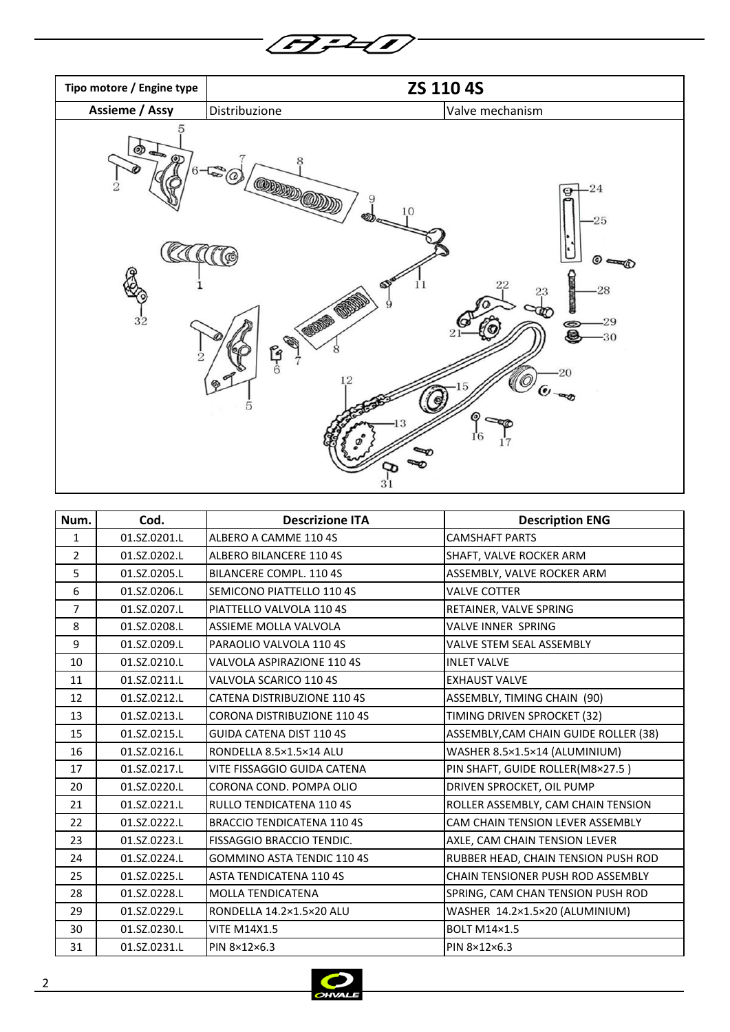| Tipo motore / Engine type | ZS 110 4S | |
|---|---|---|
| Assieme / Assy | Distribuzione | Valve mechanism |

| Num. | Cod. | Descrizione ITA | Description ENG |
|---|---|---|---|
| 1 | 01.SZ.0201.L | ALBERO A CAMME 110 4S | CAMSHAFT PARTS |
| 2 | 01.SZ.0202.L | ALBERO BILANCERE 110 4S | SHAFT, VALVE ROCKER ARM |
| 5 | 01.SZ.0205.L | BILANCERE COMPL. 110 4S | ASSEMBLY, VALVE ROCKER ARM |
| 6 | 01.SZ.0206.L | SEMICONO PIATTELLO 110 4S | VALVE COTTER |
| 7 | 01.SZ.0207.L | PIATTELLO VALVOLA 110 4S | RETAINER, VALVE SPRING |
| 8 | 01.SZ.0208.L | ASSIEME MOLLA VALVOLA | VALVE INNER SPRING |
| 9 | 01.SZ.0209.L | PARAOLIO VALVOLA 110 4S | VALVE STEM SEAL ASSEMBLY |
| 10 | 01.SZ.0210.L | VALVOLA ASPIRAZIONE 110 4S | INLET VALVE |
| 11 | 01.SZ.0211.L | VALVOLA SCARICO 110 4S | EXHAUST VALVE |
| 12 | 01.SZ.0212.L | CATENA DISTRIBUZIONE 110 4S | ASSEMBLY, TIMING CHAIN (90) |
| 13 | 01.SZ.0213.L | CORONA DISTRIBUZIONE 110 4S | TIMING DRIVEN SPROCKET (32) |
| 15 | 01.SZ.0215.L | GUIDA CATENA DIST 110 4S | ASSEMBLY,CAM CHAIN GUIDE ROLLER (38) |
| 16 | 01.SZ.0216.L | RONDELLA 8.5×1.5×14 ALU | WASHER 8.5×1.5×14 (ALUMINIUM) |
| 17 | 01.SZ.0217.L | VITE FISSAGGIO GUIDA CATENA | PIN SHAFT, GUIDE ROLLER(M8×27.5 ) |
| 20 | 01.SZ.0220.L | CORONA COND. POMPA OLIO | DRIVEN SPROCKET, OIL PUMP |
| 21 | 01.SZ.0221.L | RULLO TENDICATENA 110 4S | ROLLER ASSEMBLY, CAM CHAIN TENSION |
| 22 | 01.SZ.0222.L | BRACCIO TENDICATENA 110 4S | CAM CHAIN TENSION LEVER ASSEMBLY |
| 23 | 01.SZ.0223.L | FISSAGGIO BRACCIO TENDIC. | AXLE, CAM CHAIN TENSION LEVER |
| 24 | 01.SZ.0224.L | GOMMINO ASTA TENDIC 110 4S | RUBBER HEAD, CHAIN TENSION PUSH ROD |
| 25 | 01.SZ.0225.L | ASTA TENDICATENA 110 4S | CHAIN TENSIONER PUSH ROD ASSEMBLY |
| 28 | 01.SZ.0228.L | MOLLA TENDICATENA | SPRING, CAM CHAN TENSION PUSH ROD |
| 29 | 01.SZ.0229.L | RONDELLA 14.2×1.5×20 ALU | WASHER 14.2×1.5×20 (ALUMINIUM) |
| 30 | 01.SZ.0230.L | VITE M14X1.5 | BOLT M14×1.5 |
| 31 | 01.SZ.0231.L | PIN 8×12×6.3 | PIN 8×12×6.3 |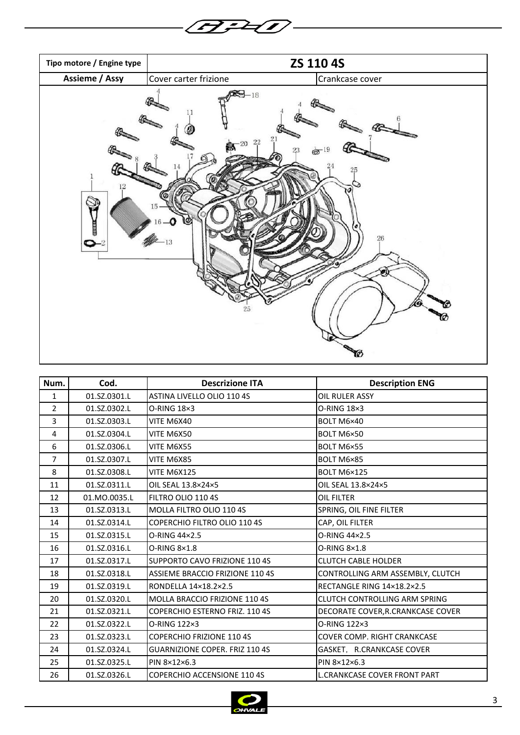| Tipo motore / Engine type | ZS 110 4S | |
|---|---|---|
| Assieme / Assy | Cover carter frizione | Crankcase cover |

| Num. | Cod. | Descrizione ITA | Description ENG |
|---|---|---|---|
| 1 | 01.SZ.0301.L | ASTINA LIVELLO OLIO 110 4S | OIL RULER ASSY |
| 2 | 01.SZ.0302.L | O-RING 18×3 | O-RING 18×3 |
| 3 | 01.SZ.0303.L | VITE M6X40 | BOLT M6×40 |
| 4 | 01.SZ.0304.L | VITE M6X50 | BOLT M6×50 |
| 6 | 01.SZ.0306.L | VITE M6X55 | BOLT M6×55 |
| 7 | 01.SZ.0307.L | VITE M6X85 | BOLT M6×85 |
| 8 | 01.SZ.0308.L | VITE M6X125 | BOLT M6×125 |
| 11 | 01.SZ.0311.L | OIL SEAL 13.8×24×5 | OIL SEAL 13.8×24×5 |
| 12 | 01.MO.0035.L | FILTRO OLIO 110 4S | OIL FILTER |
| 13 | 01.SZ.0313.L | MOLLA FILTRO OLIO 110 4S | SPRING, OIL FINE FILTER |
| 14 | 01.SZ.0314.L | COPERCHIO FILTRO OLIO 110 4S | CAP, OIL FILTER |
| 15 | 01.SZ.0315.L | O-RING 44×2.5 | O-RING 44×2.5 |
| 16 | 01.SZ.0316.L | O-RING 8×1.8 | O-RING 8×1.8 |
| 17 | 01.SZ.0317.L | SUPPORTO CAVO FRIZIONE 110 4S | CLUTCH CABLE HOLDER |
| 18 | 01.SZ.0318.L | ASSIEME BRACCIO FRIZIONE 110 4S | CONTROLLING ARM ASSEMBLY, CLUTCH |
| 19 | 01.SZ.0319.L | RONDELLA 14×18.2×2.5 | RECTANGLE RING 14×18.2×2.5 |
| 20 | 01.SZ.0320.L | MOLLA BRACCIO FRIZIONE 110 4S | CLUTCH CONTROLLING ARM SPRING |
| 21 | 01.SZ.0321.L | COPERCHIO ESTERNO FRIZ. 110 4S | DECORATE COVER,R.CRANKCASE COVER |
| 22 | 01.SZ.0322.L | O-RING 122×3 | O-RING 122×3 |
| 23 | 01.SZ.0323.L | COPERCHIO FRIZIONE 110 4S | COVER COMP. RIGHT CRANKCASE |
| 24 | 01.SZ.0324.L | GUARNIZIONE COPER. FRIZ 110 4S | GASKET, R.CRANKCASE COVER |
| 25 | 01.SZ.0325.L | PIN 8×12×6.3 | PIN 8×12×6.3 |
| 26 | 01.SZ.0326.L | COPERCHIO ACCENSIONE 110 4S | L.CRANKCASE COVER FRONT PART |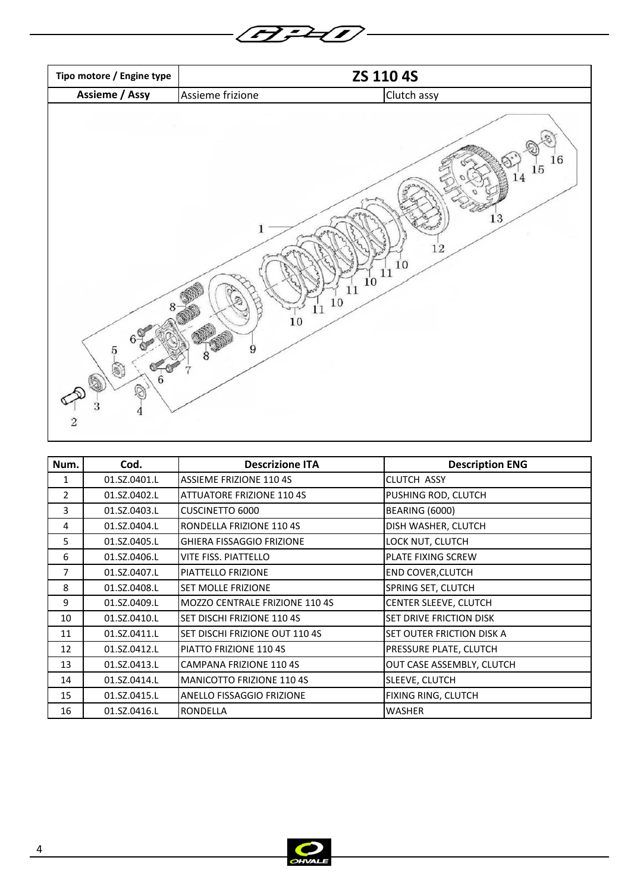| Tipo motore / Engine type | ZS 110 4S | |
|---|---|---|
| Assieme / Assy | Assieme frizione | Clutch assy |

| Num. | Cod. | Descrizione ITA | Description ENG |
|---|---|---|---|
| 1 | 01.SZ.0401.L | ASSIEME FRIZIONE 110 4S | CLUTCH ASSY |
| 2 | 01.SZ.0402.L | ATTUATORE FRIZIONE 110 4S | PUSHING ROD, CLUTCH |
| 3 | 01.SZ.0403.L | CUSCINETTO 6000 | BEARING (6000) |
| 4 | 01.SZ.0404.L | RONDELLA FRIZIONE 110 4S | DISH WASHER, CLUTCH |
| 5 | 01.SZ.0405.L | GHIERA FISSAGGIO FRIZIONE | LOCK NUT, CLUTCH |
| 6 | 01.SZ.0406.L | VITE FISS. PIATTELLO | PLATE FIXING SCREW |
| 7 | 01.SZ.0407.L | PIATTELLO FRIZIONE | END COVER,CLUTCH |
| 8 | 01.SZ.0408.L | SET MOLLE FRIZIONE | SPRING SET, CLUTCH |
| 9 | 01.SZ.0409.L | MOZZO CENTRALE FRIZIONE 110 4S | CENTER SLEEVE, CLUTCH |
| 10 | 01.SZ.0410.L | SET DISCHI FRIZIONE 110 4S | SET DRIVE FRICTION DISK |
| 11 | 01.SZ.0411.L | SET DISCHI FRIZIONE OUT 110 4S | SET OUTER FRICTION DISK A |
| 12 | 01.SZ.0412.L | PIATTO FRIZIONE 110 4S | PRESSURE PLATE, CLUTCH |
| 13 | 01.SZ.0413.L | CAMPANA FRIZIONE 110 4S | OUT CASE ASSEMBLY, CLUTCH |
| 14 | 01.SZ.0414.L | MANICOTTO FRIZIONE 110 4S | SLEEVE, CLUTCH |
| 15 | 01.SZ.0415.L | ANELLO FISSAGGIO FRIZIONE | FIXING RING, CLUTCH |
| 16 | 01.SZ.0416.L | RONDELLA | WASHER |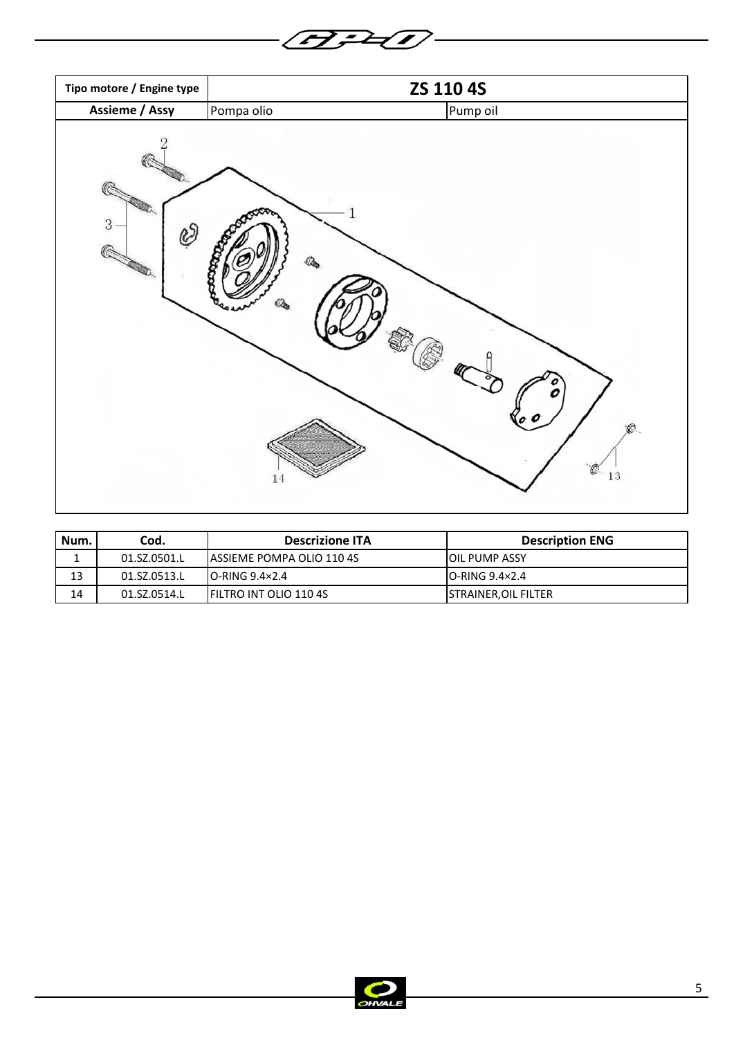| Tipo motore / Engine type | ZS 110 4S | |
|---|---|---|
| Assieme / Assy | Pompa olio | Pump oil |

| Num. | Cod. | Descrizione ITA | Description ENG |
|---|---|---|---|
| 1 | 01.SZ.0501.L | ASSIEME POMPA OLIO 110 4S | OIL PUMP ASSY |
| 13 | 01.SZ.0513.L | O-RING 9.4×2.4 | O-RING 9.4×2.4 |
| 14 | 01.SZ.0514.L | FILTRO INT OLIO 110 4S | STRAINER,OIL FILTER |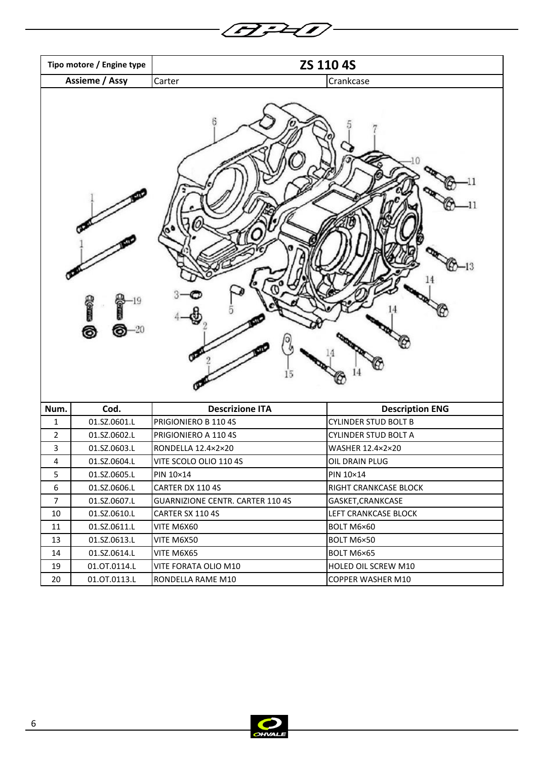| Tipo motore / Engine type | ZS 110 4S | |
|---|---|---|
| Assieme / Assy | Carter | Crankcase |

| Num. | Cod. | Descrizione ITA | Description ENG |
|---|---|---|---|
| 1 | 01.SZ.0601.L | PRIGIONIERO B 110 4S | CYLINDER STUD BOLT B |
| 2 | 01.SZ.0602.L | PRIGIONIERO A 110 4S | CYLINDER STUD BOLT A |
| 3 | 01.SZ.0603.L | RONDELLA 12.4×2×20 | WASHER 12.4×2×20 |
| 4 | 01.SZ.0604.L | VITE SCOLO OLIO 110 4S | OIL DRAIN PLUG |
| 5 | 01.SZ.0605.L | PIN 10×14 | PIN 10×14 |
| 6 | 01.SZ.0606.L | CARTER DX 110 4S | RIGHT CRANKCASE BLOCK |
| 7 | 01.SZ.0607.L | GUARNIZIONE CENTR. CARTER 110 4S | GASKET,CRANKCASE |
| 10 | 01.SZ.0610.L | CARTER SX 110 4S | LEFT CRANKCASE BLOCK |
| 11 | 01.SZ.0611.L | VITE M6X60 | BOLT M6×60 |
| 13 | 01.SZ.0613.L | VITE M6X50 | BOLT M6×50 |
| 14 | 01.SZ.0614.L | VITE M6X65 | BOLT M6×65 |
| 19 | 01.OT.0114.L | VITE FORATA OLIO M10 | HOLED OIL SCREW M10 |
| 20 | 01.OT.0113.L | RONDELLA RAME M10 | COPPER WASHER M10 |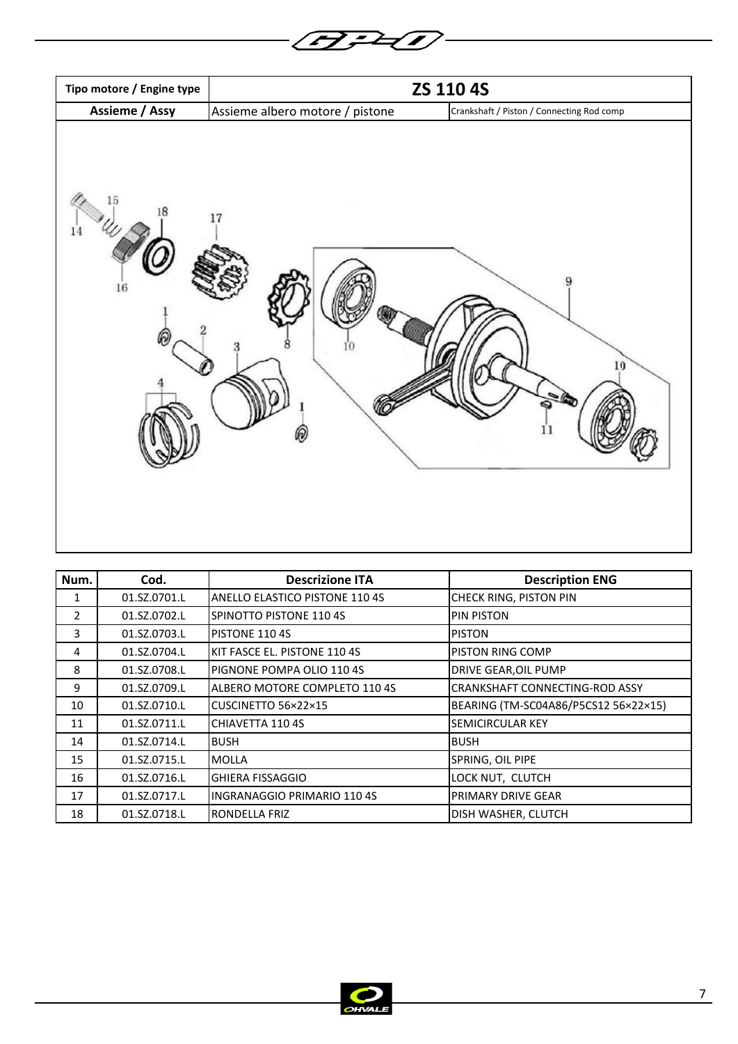| Tipo motore / Engine type | ZS 110 4S | |
|---|---|---|
| Assieme / Assy | Assieme albero motore / pistone | Crankshaft / Piston / Connecting Rod comp |

| Num. | Cod. | Descrizione ITA | Description ENG |
|---|---|---|---|
| 1 | 01.SZ.0701.L | ANELLO ELASTICO PISTONE 110 4S | CHECK RING, PISTON PIN |
| 2 | 01.SZ.0702.L | SPINOTTO PISTONE 110 4S | PIN PISTON |
| 3 | 01.SZ.0703.L | PISTONE 110 4S | PISTON |
| 4 | 01.SZ.0704.L | KIT FASCE EL. PISTONE 110 4S | PISTON RING COMP |
| 8 | 01.SZ.0708.L | PIGNONE POMPA OLIO 110 4S | DRIVE GEAR,OIL PUMP |
| 9 | 01.SZ.0709.L | ALBERO MOTORE COMPLETO 110 4S | CRANKSHAFT CONNECTING-ROD ASSY |
| 10 | 01.SZ.0710.L | CUSCINETTO 56×22×15 | BEARING (TM-SC04A86/P5CS12 56×22×15) |
| 11 | 01.SZ.0711.L | CHIAVETTA 110 4S | SEMICIRCULAR KEY |
| 14 | 01.SZ.0714.L | BUSH | BUSH |
| 15 | 01.SZ.0715.L | MOLLA | SPRING, OIL PIPE |
| 16 | 01.SZ.0716.L | GHIERA FISSAGGIO | LOCK NUT, CLUTCH |
| 17 | 01.SZ.0717.L | INGRANAGGIO PRIMARIO 110 4S | PRIMARY DRIVE GEAR |
| 18 | 01.SZ.0718.L | RONDELLA FRIZ | DISH WASHER, CLUTCH |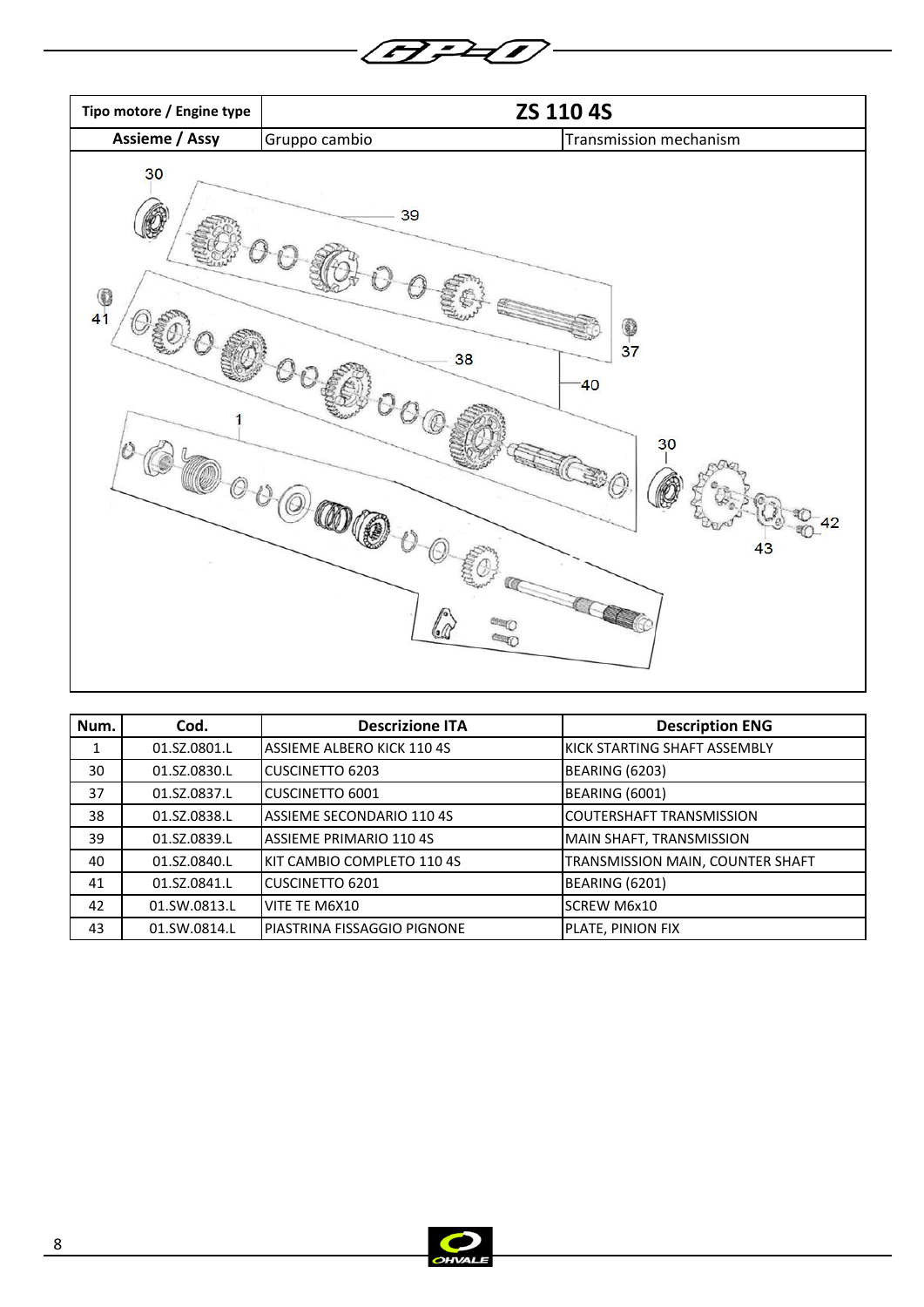| Tipo motore / Engine type | ZS 110 4S | |
|---|---|---|
| Assieme / Assy | Gruppo cambio | Transmission mechanism |

| Num. | Cod. | Descrizione ITA | Description ENG |
|---|---|---|---|
| 1 | 01.SZ.0801.L | ASSIEME ALBERO KICK 110 4S | KICK STARTING SHAFT ASSEMBLY |
| 30 | 01.SZ.0830.L | CUSCINETTO 6203 | BEARING (6203) |
| 37 | 01.SZ.0837.L | CUSCINETTO 6001 | BEARING (6001) |
| 38 | 01.SZ.0838.L | ASSIEME SECONDARIO 110 4S | COUTERSHAFT TRANSMISSION |
| 39 | 01.SZ.0839.L | ASSIEME PRIMARIO 110 4S | MAIN SHAFT, TRANSMISSION |
| 40 | 01.SZ.0840.L | KIT CAMBIO COMPLETO 110 4S | TRANSMISSION MAIN, COUNTER SHAFT |
| 41 | 01.SZ.0841.L | CUSCINETTO 6201 | BEARING (6201) |
| 42 | 01.SW.0813.L | VITE TE M6X10 | SCREW M6x10 |
| 43 | 01.SW.0814.L | PIASTRINA FISSAGGIO PIGNONE | PLATE, PINION FIX |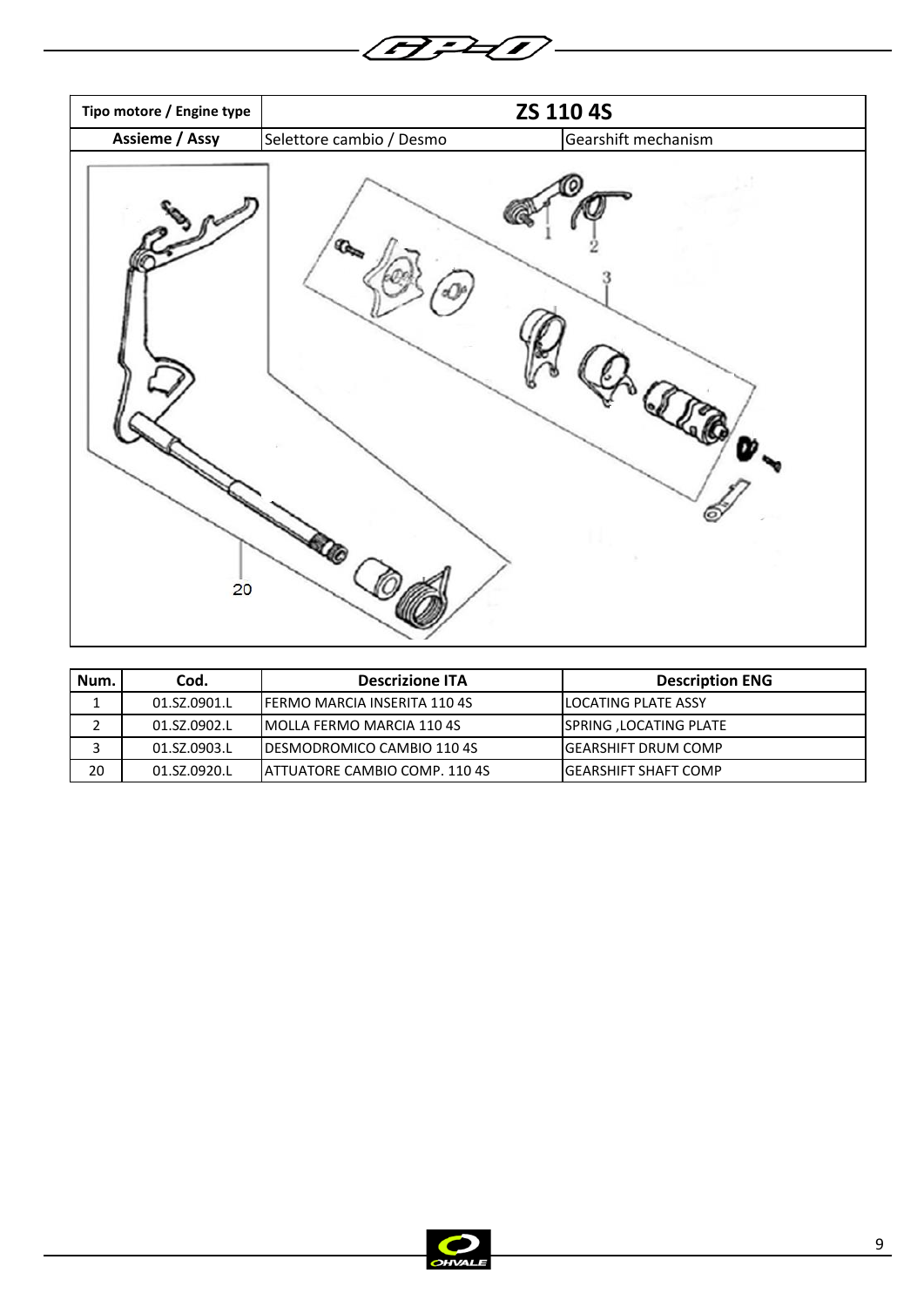| Tipo motore / Engine type | ZS 110 4S | |
|---|---|---|
| Assieme / Assy | Selettore cambio / Desmo | Gearshift mechanism |

| Num. | Cod. | Descrizione ITA | Description ENG |
|---|---|---|---|
| 1 | 01.SZ.0901.L | FERMO MARCIA INSERITA 110 4S | LOCATING PLATE ASSY |
| 2 | 01.SZ.0902.L | MOLLA FERMO MARCIA 110 4S | SPRING ,LOCATING PLATE |
| 3 | 01.SZ.0903.L | DESMODROMICO CAMBIO 110 4S | GEARSHIFT DRUM COMP |
| 20 | 01.SZ.0920.L | ATTUATORE CAMBIO COMP. 110 4S | GEARSHIFT SHAFT COMP |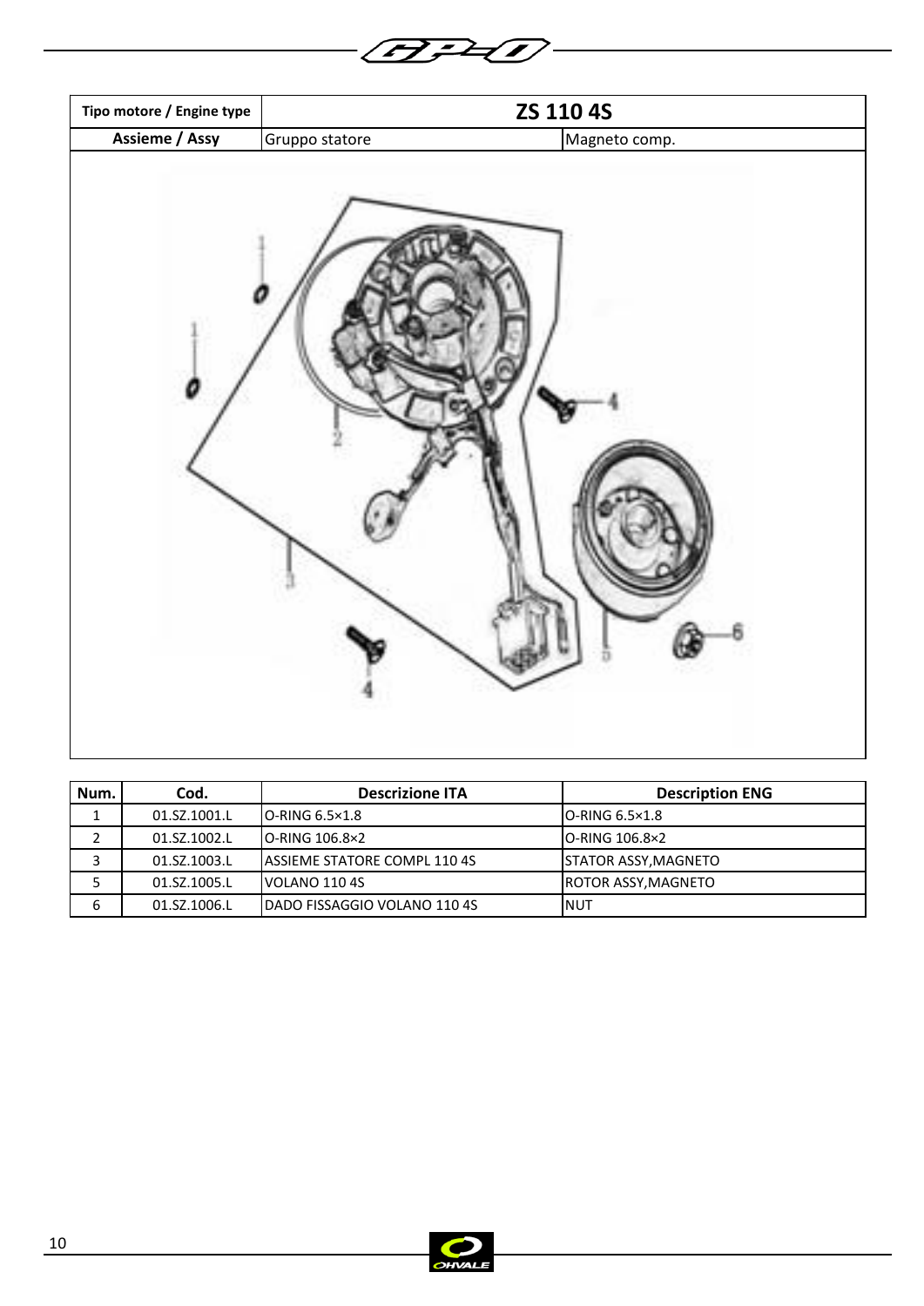| Tipo motore / Engine type | ZS 110 4S | |
|---|---|---|
| Assieme / Assy | Gruppo statore | Magneto comp. |

| Num. | Cod. | Descrizione ITA | Description ENG |
|---|---|---|---|
| 1 | 01.SZ.1001.L | O-RING 6.5×1.8 | O-RING 6.5×1.8 |
| 2 | 01.SZ.1002.L | O-RING 106.8×2 | O-RING 106.8×2 |
| 3 | 01.SZ.1003.L | ASSIEME STATORE COMPL 110 4S | STATOR ASSY,MAGNETO |
| 5 | 01.SZ.1005.L | VOLANO 110 4S | ROTOR ASSY,MAGNETO |
| 6 | 01.SZ.1006.L | DADO FISSAGGIO VOLANO 110 4S | NUT |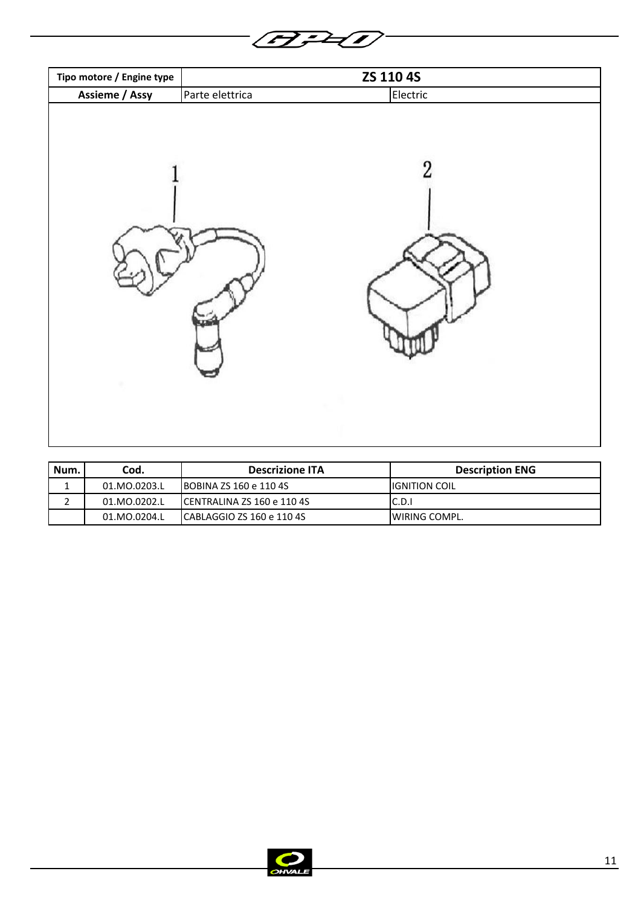| Tipo motore / Engine type | ZS 110 4S | |
|---|---|---|
| Assieme / Assy | Parte elettrica | Electric |

1

2

| Num. | Cod. | Descrizione ITA | Description ENG |
|---|---|---|---|
| 1 | 01.MO.0203.L | BOBINA ZS 160 e 110 4S | IGNITION COIL |
| 2 | 01.MO.0202.L | CENTRALINA ZS 160 e 110 4S | C.D.I |
| | 01.MO.0204.L | CABLAGGIO ZS 160 e 110 4S | WIRING COMPL. |